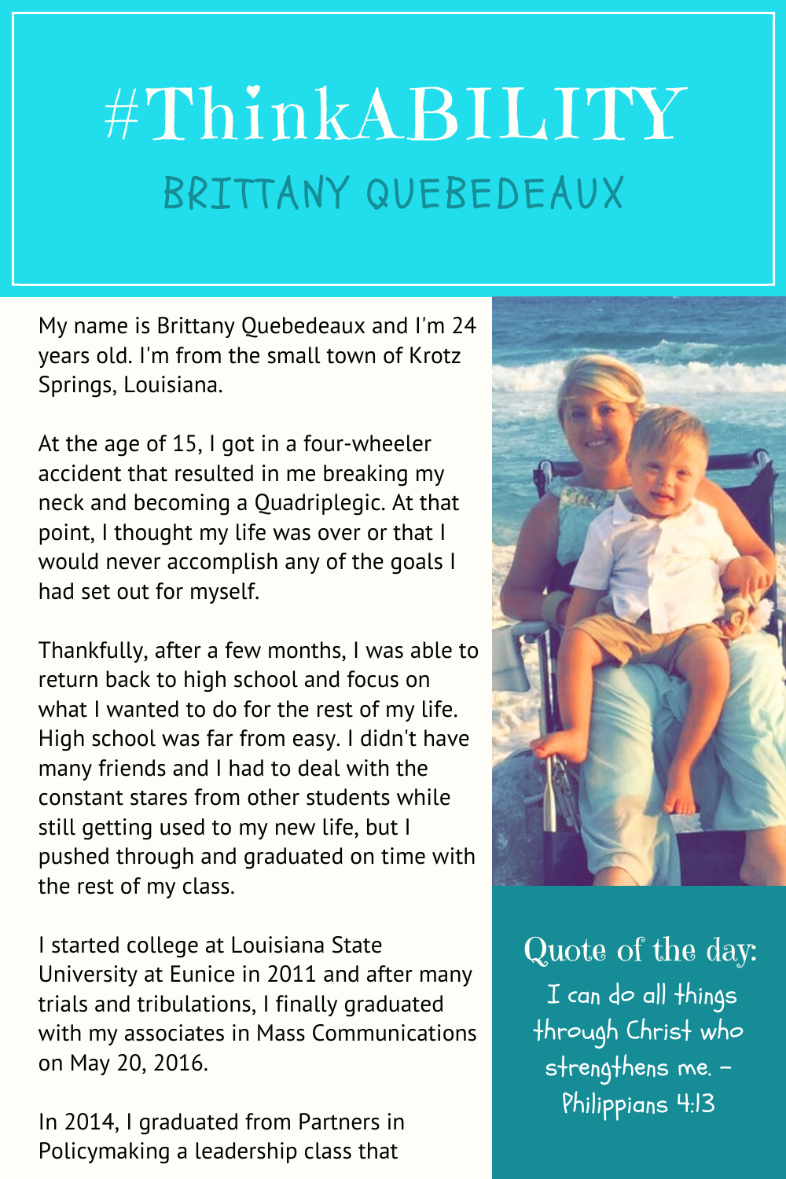# #ThinkABILITY

## BRITTANY QUEBEDEAUX

My name is Brittany Quebedeaux and I'm 24 years old. I'm from the small town of Krotz Springs, Louisiana.

At the age of 15, I got in a four-wheeler accident that resulted in me breaking my neck and becoming a Quadriplegic. At that point, I thought my life was over or that I would never accomplish any of the goals I had set out for myself.

Thankfully, after a few months, I was able to return back to high school and focus on what I wanted to do for the rest of my life. High school was far from easy. I didn't have many friends and I had to deal with the constant stares from other students while still getting used to my new life, but I pushed through and graduated on time with the rest of my class.

I started college at Louisiana State University at Eunice in 2011 and after many trials and tribulations, I finally graduated with my associates in Mass Communications on May 20, 2016.

In 2014, I graduated from Partners in Policymaking a leadership class that

**Quote of the day:**

I can do all things through Christ who strengthens me. – Philippians 4:13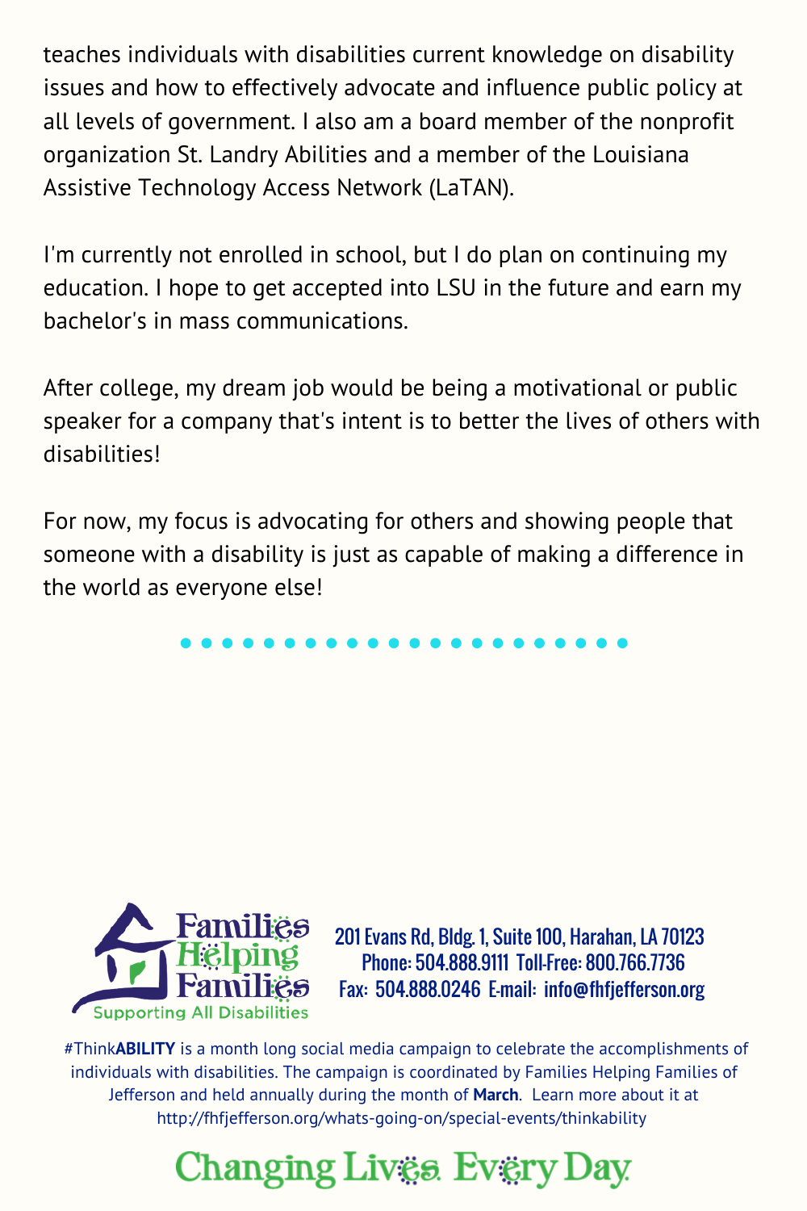teaches individuals with disabilities current knowledge on disability issues and how to effectively advocate and influence public policy at all levels of government. I also am a board member of the nonprofit organization St. Landry Abilities and a member of the Louisiana Assistive Technology Access Network (LaTAN).

I'm currently not enrolled in school, but I do plan on continuing my education. I hope to get accepted into LSU in the future and earn my bachelor's in mass communications.

After college, my dream job would be being a motivational or public speaker for a company that's intent is to better the lives of others with disabilities!

For now, my focus is advocating for others and showing people that someone with a disability is just as capable of making a difference in the world as everyone else!

Families Helping Families
Supporting All Disabilities

201 Evans Rd, Bldg. 1, Suite 100, Harahan, LA 70123
Phone: 504.888.9111 Toll-Free: 800.766.7736
Fax: 504.888.0246 E-mail: info@fhfjefferson.org

#Think**ABILITY** is a month long social media campaign to celebrate the accomplishments of individuals with disabilities. The campaign is coordinated by Families Helping Families of Jefferson and held annually during the month of **March**. Learn more about it at http://fhfjefferson.org/whats-going-on/special-events/thinkability

Changing Lives Every Day